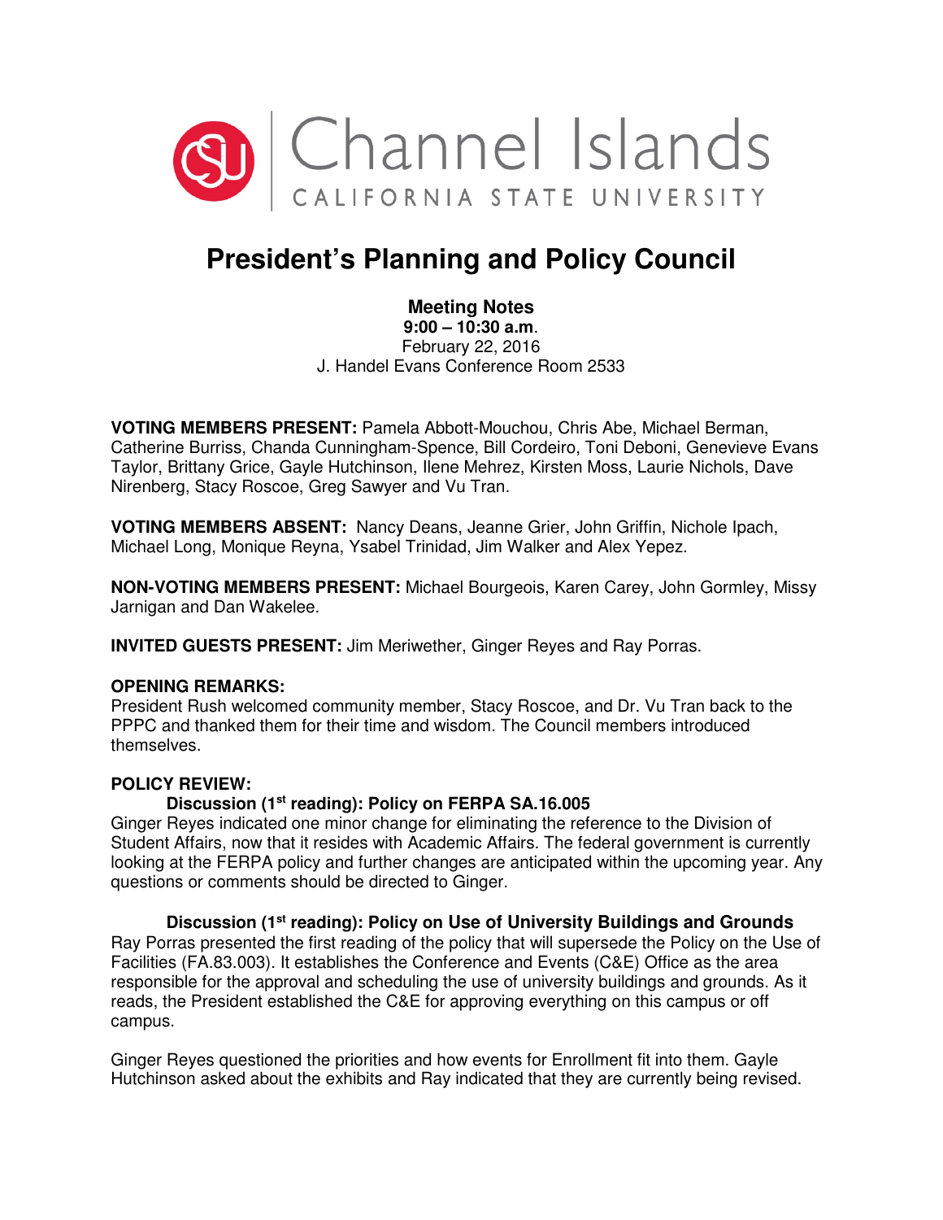Channel Islands
CALIFORNIA STATE UNIVERSITY

# President's Planning and Policy Council

**Meeting Notes**
**9:00 – 10:30 a.m.**
February 22, 2016
J. Handel Evans Conference Room 2533

**VOTING MEMBERS PRESENT:** Pamela Abbott-Mouchou, Chris Abe, Michael Berman, Catherine Burriss, Chanda Cunningham-Spence, Bill Cordeiro, Toni Deboni, Genevieve Evans Taylor, Brittany Grice, Gayle Hutchinson, Ilene Mehrez, Kirsten Moss, Laurie Nichols, Dave Nirenberg, Stacy Roscoe, Greg Sawyer and Vu Tran.

**VOTING MEMBERS ABSENT:** Nancy Deans, Jeanne Grier, John Griffin, Nichole Ipach, Michael Long, Monique Reyna, Ysabel Trinidad, Jim Walker and Alex Yepez.

**NON-VOTING MEMBERS PRESENT:** Michael Bourgeois, Karen Carey, John Gormley, Missy Jarnigan and Dan Wakelee.

**INVITED GUESTS PRESENT:** Jim Meriwether, Ginger Reyes and Ray Porras.

**OPENING REMARKS:**
President Rush welcomed community member, Stacy Roscoe, and Dr. Vu Tran back to the PPPC and thanked them for their time and wisdom. The Council members introduced themselves.

**POLICY REVIEW:**

**Discussion (1st reading): Policy on FERPA SA.16.005**
Ginger Reyes indicated one minor change for eliminating the reference to the Division of Student Affairs, now that it resides with Academic Affairs. The federal government is currently looking at the FERPA policy and further changes are anticipated within the upcoming year. Any questions or comments should be directed to Ginger.

**Discussion (1st reading): Policy on Use of University Buildings and Grounds**
Ray Porras presented the first reading of the policy that will supersede the Policy on the Use of Facilities (FA.83.003). It establishes the Conference and Events (C&E) Office as the area responsible for the approval and scheduling the use of university buildings and grounds. As it reads, the President established the C&E for approving everything on this campus or off campus.

Ginger Reyes questioned the priorities and how events for Enrollment fit into them. Gayle Hutchinson asked about the exhibits and Ray indicated that they are currently being revised.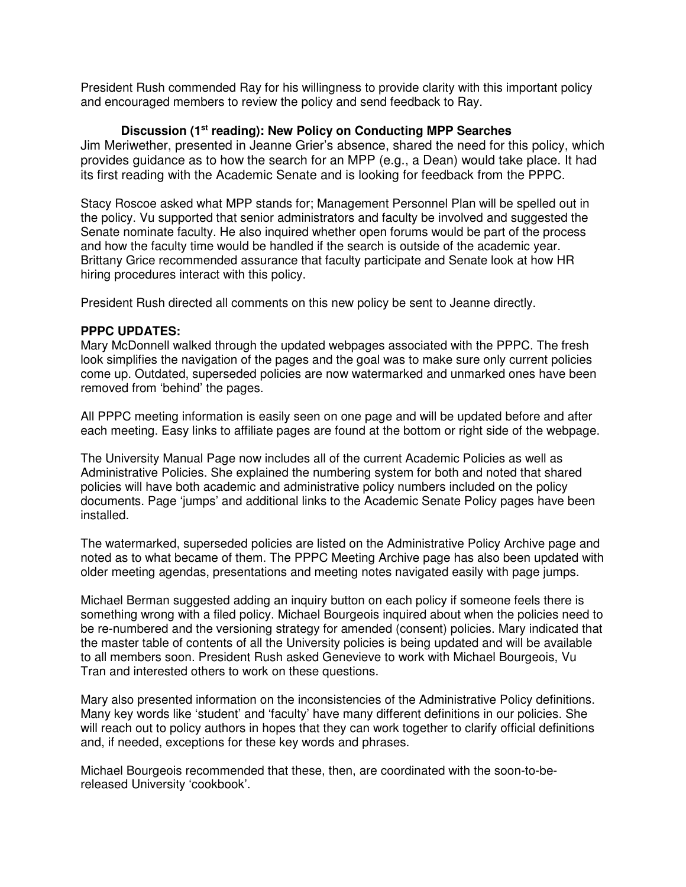President Rush commended Ray for his willingness to provide clarity with this important policy and encouraged members to review the policy and send feedback to Ray.

### Discussion (1st reading): New Policy on Conducting MPP Searches

Jim Meriwether, presented in Jeanne Grier's absence, shared the need for this policy, which provides guidance as to how the search for an MPP (e.g., a Dean) would take place. It had its first reading with the Academic Senate and is looking for feedback from the PPPC.

Stacy Roscoe asked what MPP stands for; Management Personnel Plan will be spelled out in the policy. Vu supported that senior administrators and faculty be involved and suggested the Senate nominate faculty. He also inquired whether open forums would be part of the process and how the faculty time would be handled if the search is outside of the academic year. Brittany Grice recommended assurance that faculty participate and Senate look at how HR hiring procedures interact with this policy.

President Rush directed all comments on this new policy be sent to Jeanne directly.

**PPPC UPDATES:**

Mary McDonnell walked through the updated webpages associated with the PPPC. The fresh look simplifies the navigation of the pages and the goal was to make sure only current policies come up. Outdated, superseded policies are now watermarked and unmarked ones have been removed from 'behind' the pages.

All PPPC meeting information is easily seen on one page and will be updated before and after each meeting. Easy links to affiliate pages are found at the bottom or right side of the webpage.

The University Manual Page now includes all of the current Academic Policies as well as Administrative Policies. She explained the numbering system for both and noted that shared policies will have both academic and administrative policy numbers included on the policy documents. Page 'jumps' and additional links to the Academic Senate Policy pages have been installed.

The watermarked, superseded policies are listed on the Administrative Policy Archive page and noted as to what became of them. The PPPC Meeting Archive page has also been updated with older meeting agendas, presentations and meeting notes navigated easily with page jumps.

Michael Berman suggested adding an inquiry button on each policy if someone feels there is something wrong with a filed policy. Michael Bourgeois inquired about when the policies need to be re-numbered and the versioning strategy for amended (consent) policies. Mary indicated that the master table of contents of all the University policies is being updated and will be available to all members soon. President Rush asked Genevieve to work with Michael Bourgeois, Vu Tran and interested others to work on these questions.

Mary also presented information on the inconsistencies of the Administrative Policy definitions. Many key words like 'student' and 'faculty' have many different definitions in our policies. She will reach out to policy authors in hopes that they can work together to clarify official definitions and, if needed, exceptions for these key words and phrases.

Michael Bourgeois recommended that these, then, are coordinated with the soon-to-be-released University 'cookbook'.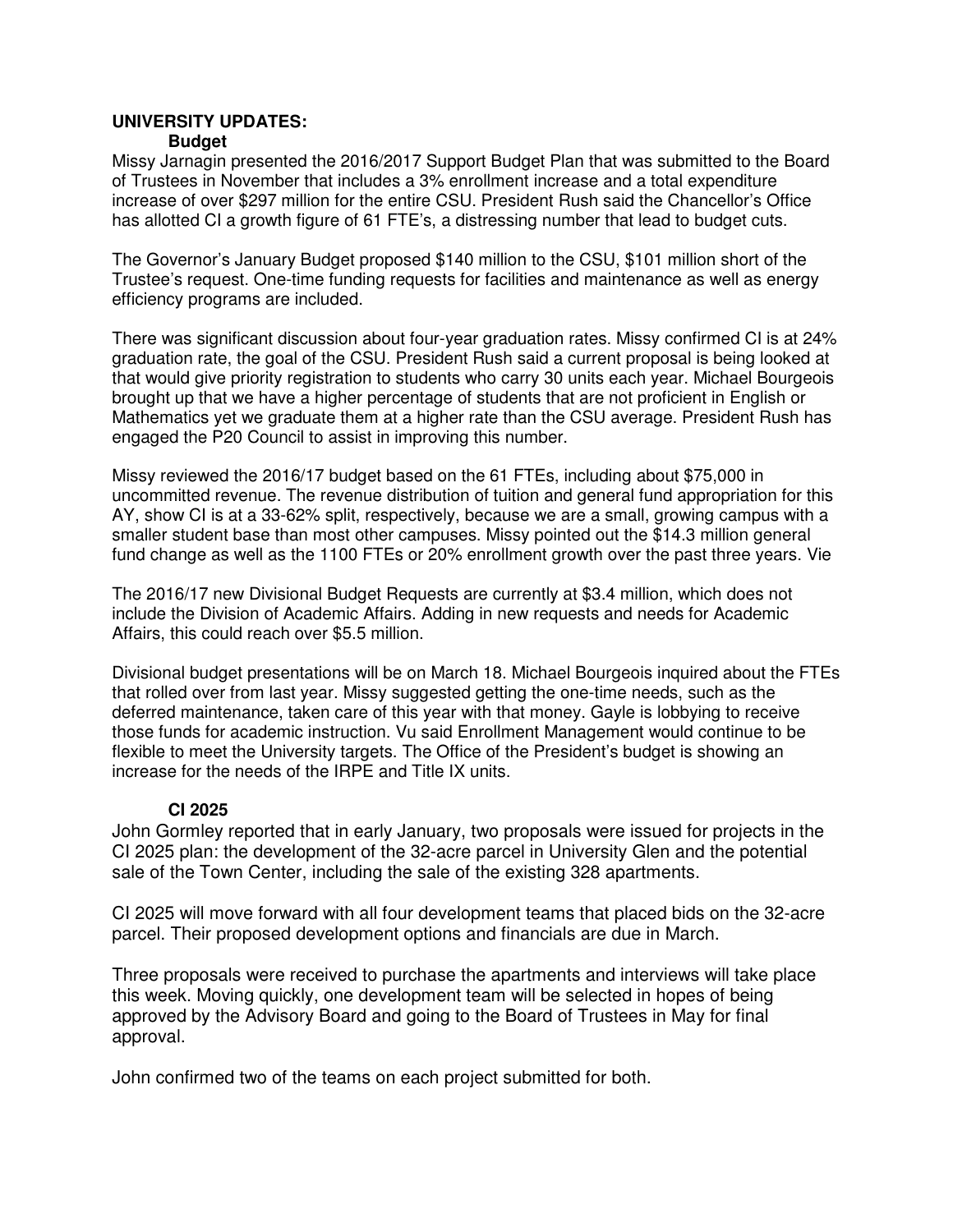**UNIVERSITY UPDATES:**

**Budget**

Missy Jarnagin presented the 2016/2017 Support Budget Plan that was submitted to the Board of Trustees in November that includes a 3% enrollment increase and a total expenditure increase of over $297 million for the entire CSU. President Rush said the Chancellor's Office has allotted CI a growth figure of 61 FTE's, a distressing number that lead to budget cuts.

The Governor's January Budget proposed $140 million to the CSU, $101 million short of the Trustee's request. One-time funding requests for facilities and maintenance as well as energy efficiency programs are included.

There was significant discussion about four-year graduation rates. Missy confirmed CI is at 24% graduation rate, the goal of the CSU. President Rush said a current proposal is being looked at that would give priority registration to students who carry 30 units each year. Michael Bourgeois brought up that we have a higher percentage of students that are not proficient in English or Mathematics yet we graduate them at a higher rate than the CSU average. President Rush has engaged the P20 Council to assist in improving this number.

Missy reviewed the 2016/17 budget based on the 61 FTEs, including about $75,000 in uncommitted revenue. The revenue distribution of tuition and general fund appropriation for this AY, show CI is at a 33-62% split, respectively, because we are a small, growing campus with a smaller student base than most other campuses. Missy pointed out the $14.3 million general fund change as well as the 1100 FTEs or 20% enrollment growth over the past three years. Vie

The 2016/17 new Divisional Budget Requests are currently at $3.4 million, which does not include the Division of Academic Affairs. Adding in new requests and needs for Academic Affairs, this could reach over $5.5 million.

Divisional budget presentations will be on March 18. Michael Bourgeois inquired about the FTEs that rolled over from last year. Missy suggested getting the one-time needs, such as the deferred maintenance, taken care of this year with that money. Gayle is lobbying to receive those funds for academic instruction. Vu said Enrollment Management would continue to be flexible to meet the University targets. The Office of the President's budget is showing an increase for the needs of the IRPE and Title IX units.

**CI 2025**

John Gormley reported that in early January, two proposals were issued for projects in the CI 2025 plan: the development of the 32-acre parcel in University Glen and the potential sale of the Town Center, including the sale of the existing 328 apartments.

CI 2025 will move forward with all four development teams that placed bids on the 32-acre parcel. Their proposed development options and financials are due in March.

Three proposals were received to purchase the apartments and interviews will take place this week. Moving quickly, one development team will be selected in hopes of being approved by the Advisory Board and going to the Board of Trustees in May for final approval.

John confirmed two of the teams on each project submitted for both.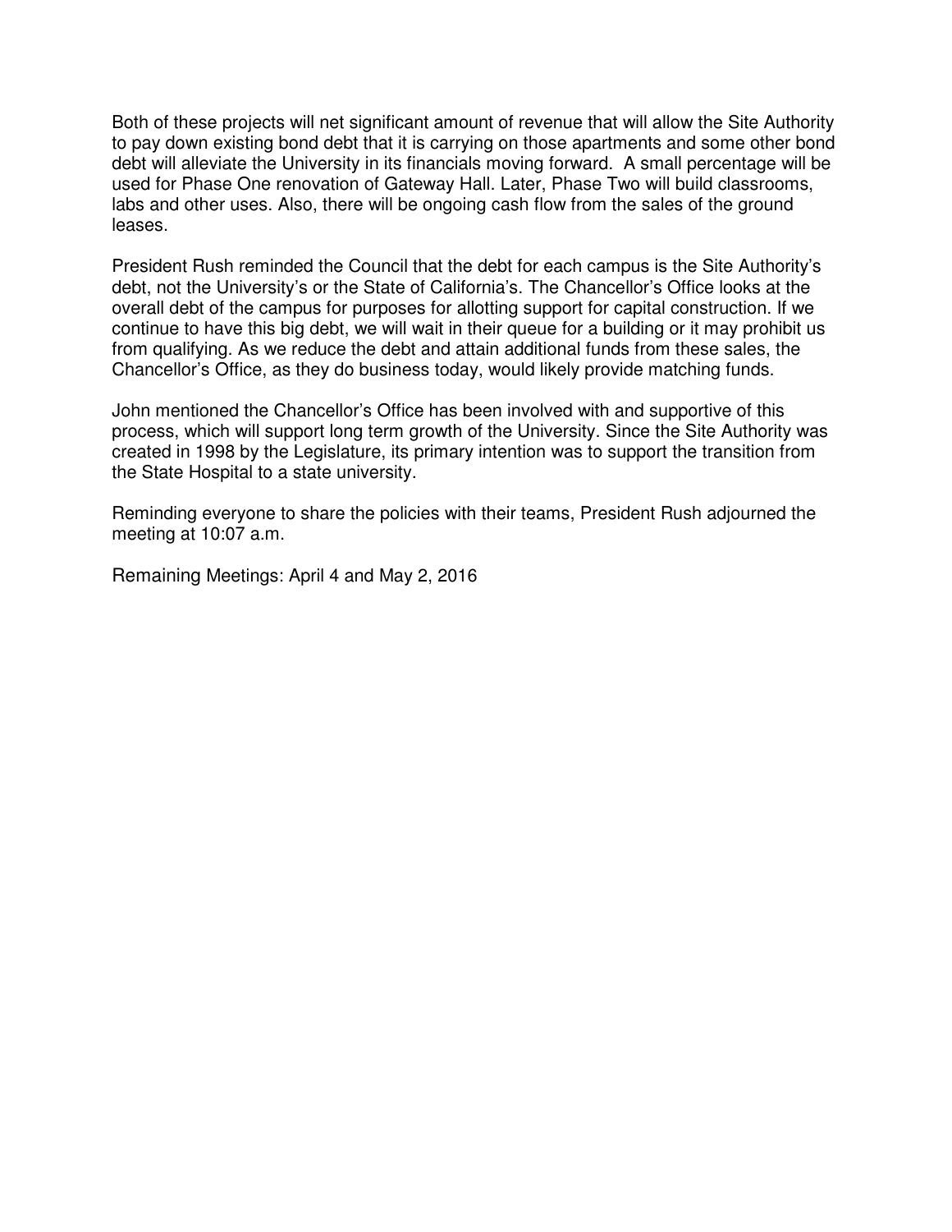Both of these projects will net significant amount of revenue that will allow the Site Authority to pay down existing bond debt that it is carrying on those apartments and some other bond debt will alleviate the University in its financials moving forward.  A small percentage will be used for Phase One renovation of Gateway Hall. Later, Phase Two will build classrooms, labs and other uses. Also, there will be ongoing cash flow from the sales of the ground leases.

President Rush reminded the Council that the debt for each campus is the Site Authority's debt, not the University's or the State of California's. The Chancellor's Office looks at the overall debt of the campus for purposes for allotting support for capital construction. If we continue to have this big debt, we will wait in their queue for a building or it may prohibit us from qualifying. As we reduce the debt and attain additional funds from these sales, the Chancellor's Office, as they do business today, would likely provide matching funds.

John mentioned the Chancellor's Office has been involved with and supportive of this process, which will support long term growth of the University. Since the Site Authority was created in 1998 by the Legislature, its primary intention was to support the transition from the State Hospital to a state university.

Reminding everyone to share the policies with their teams, President Rush adjourned the meeting at 10:07 a.m.

Remaining Meetings: April 4 and May 2, 2016